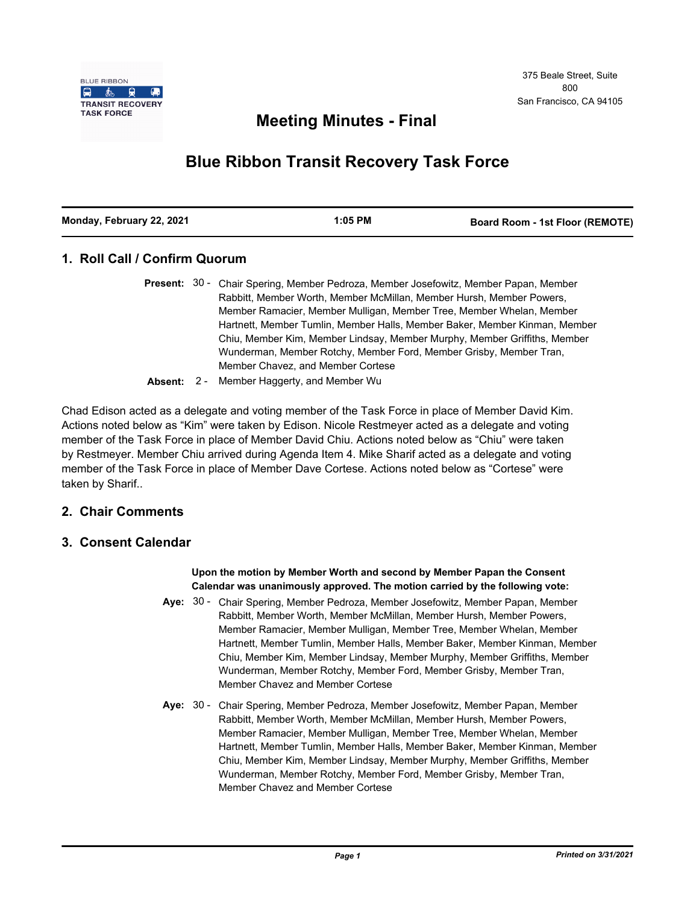BLUE RIBBON TRANSIT RECOVERY TASK FORCE

375 Beale Street, Suite 800
San Francisco, CA 94105

# Meeting Minutes - Final

# Blue Ribbon Transit Recovery Task Force

| Monday, February 22, 2021 | 1:05 PM | Board Room - 1st Floor (REMOTE) |
|---|---|---|

## 1. Roll Call / Confirm Quorum

**Present:** 30 - Chair Spering, Member Pedroza, Member Josefowitz, Member Papan, Member Rabbitt, Member Worth, Member McMillan, Member Hursh, Member Powers, Member Ramacier, Member Mulligan, Member Tree, Member Whelan, Member Hartnett, Member Tumlin, Member Halls, Member Baker, Member Kinman, Member Chiu, Member Kim, Member Lindsay, Member Murphy, Member Griffiths, Member Wunderman, Member Rotchy, Member Ford, Member Grisby, Member Tran, Member Chavez, and Member Cortese

**Absent:** 2 - Member Haggerty, and Member Wu

Chad Edison acted as a delegate and voting member of the Task Force in place of Member David Kim. Actions noted below as "Kim" were taken by Edison. Nicole Restmeyer acted as a delegate and voting member of the Task Force in place of Member David Chiu. Actions noted below as "Chiu" were taken by Restmeyer. Member Chiu arrived during Agenda Item 4. Mike Sharif acted as a delegate and voting member of the Task Force in place of Member Dave Cortese. Actions noted below as "Cortese" were taken by Sharif..

## 2. Chair Comments

## 3. Consent Calendar

**Upon the motion by Member Worth and second by Member Papan the Consent Calendar was unanimously approved. The motion carried by the following vote:**

**Aye:** 30 - Chair Spering, Member Pedroza, Member Josefowitz, Member Papan, Member Rabbitt, Member Worth, Member McMillan, Member Hursh, Member Powers, Member Ramacier, Member Mulligan, Member Tree, Member Whelan, Member Hartnett, Member Tumlin, Member Halls, Member Baker, Member Kinman, Member Chiu, Member Kim, Member Lindsay, Member Murphy, Member Griffiths, Member Wunderman, Member Rotchy, Member Ford, Member Grisby, Member Tran, Member Chavez and Member Cortese

**Aye:** 30 - Chair Spering, Member Pedroza, Member Josefowitz, Member Papan, Member Rabbitt, Member Worth, Member McMillan, Member Hursh, Member Powers, Member Ramacier, Member Mulligan, Member Tree, Member Whelan, Member Hartnett, Member Tumlin, Member Halls, Member Baker, Member Kinman, Member Chiu, Member Kim, Member Lindsay, Member Murphy, Member Griffiths, Member Wunderman, Member Rotchy, Member Ford, Member Grisby, Member Tran, Member Chavez and Member Cortese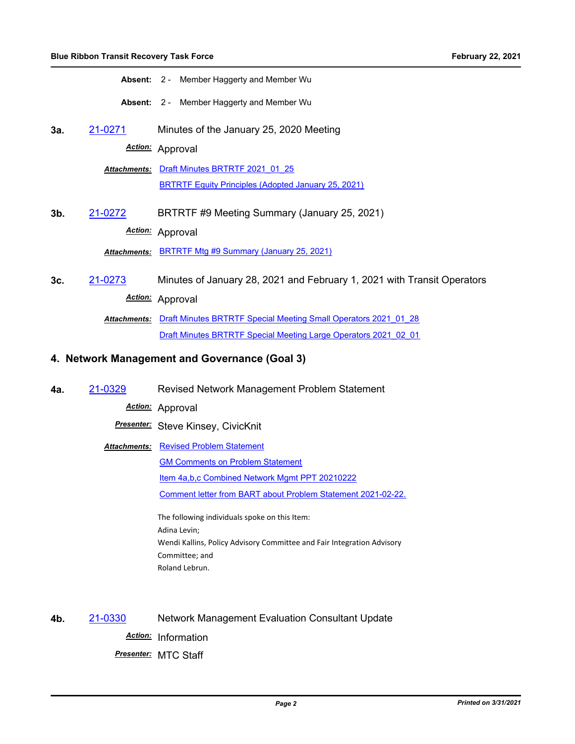**Absent:** 2 - Member Haggerty and Member Wu

**Absent:** 2 - Member Haggerty and Member Wu

**3a.** 21-0271 Minutes of the January 25, 2020 Meeting

***Action:*** Approval

***Attachments:*** Draft Minutes BRTRTF 2021_01_25

BRTRTF Equity Principles (Adopted January 25, 2021)

**3b.** 21-0272 BRTRTF #9 Meeting Summary (January 25, 2021)

***Action:*** Approval

***Attachments:*** BRTRTF Mtg #9 Summary (January 25, 2021)

**3c.** 21-0273 Minutes of January 28, 2021 and February 1, 2021 with Transit Operators

***Action:*** Approval

***Attachments:*** Draft Minutes BRTRTF Special Meeting Small Operators 2021_01_28

Draft Minutes BRTRTF Special Meeting Large Operators 2021_02_01

## 4. Network Management and Governance (Goal 3)

**4a.** 21-0329 Revised Network Management Problem Statement

***Action:*** Approval

***Presenter:*** Steve Kinsey, CivicKnit

***Attachments:*** Revised Problem Statement

GM Comments on Problem Statement

Item 4a,b,c Combined Network Mgmt PPT 20210222

Comment letter from BART about Problem Statement 2021-02-22.

The following individuals spoke on this Item:
Adina Levin;
Wendi Kallins, Policy Advisory Committee and Fair Integration Advisory Committee; and
Roland Lebrun.

**4b.** 21-0330 Network Management Evaluation Consultant Update

***Action:*** Information

***Presenter:*** MTC Staff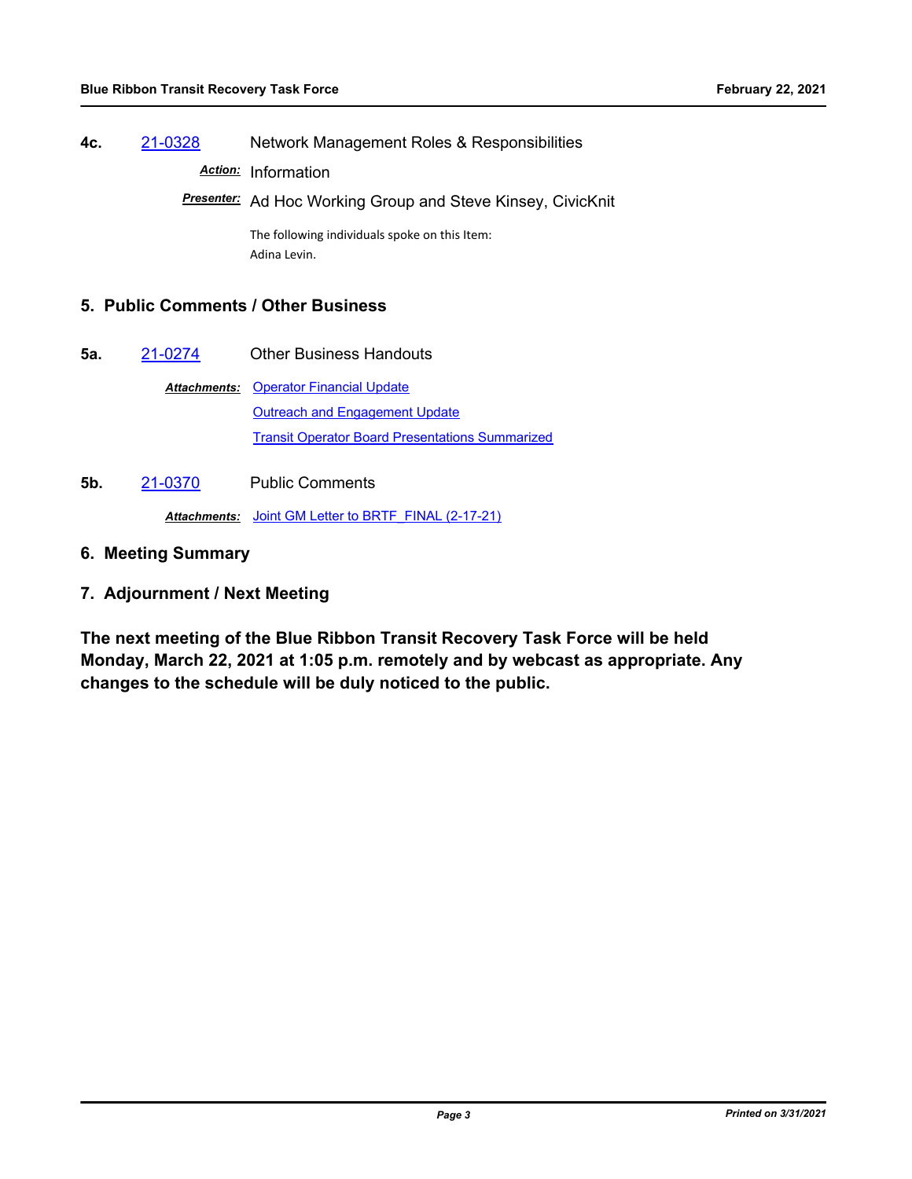**4c.** 21-0328 Network Management Roles & Responsibilities

*Action:* Information

*Presenter:* Ad Hoc Working Group and Steve Kinsey, CivicKnit

The following individuals spoke on this Item:
Adina Levin.

## 5. Public Comments / Other Business

**5a.** 21-0274 Other Business Handouts

*Attachments:* Operator Financial Update
Outreach and Engagement Update
Transit Operator Board Presentations Summarized

**5b.** 21-0370 Public Comments

*Attachments:* Joint GM Letter to BRTF_FINAL (2-17-21)

## 6. Meeting Summary

## 7. Adjournment / Next Meeting

**The next meeting of the Blue Ribbon Transit Recovery Task Force will be held Monday, March 22, 2021 at 1:05 p.m. remotely and by webcast as appropriate. Any changes to the schedule will be duly noticed to the public.**